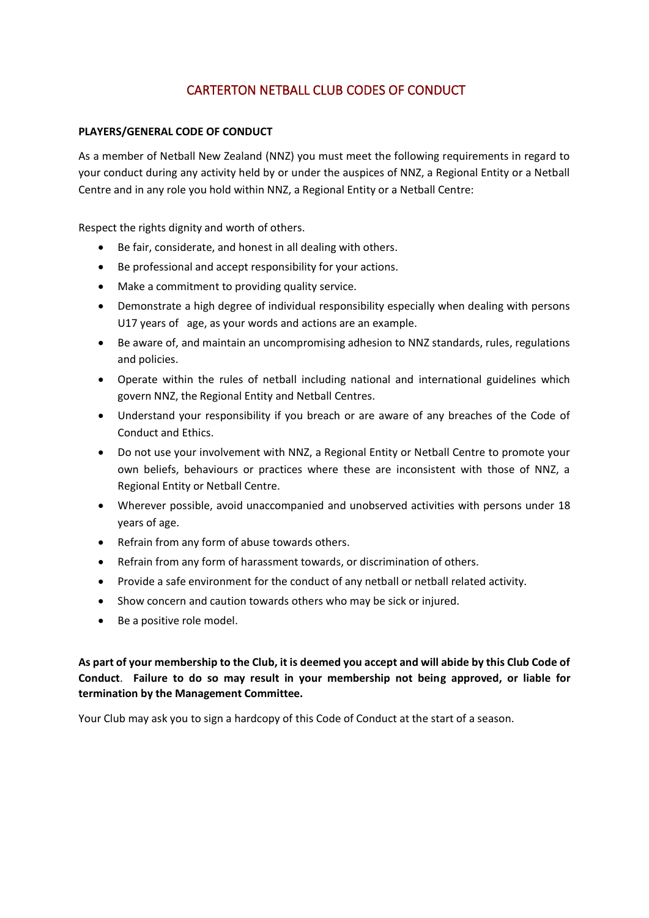# CARTERTON NETBALL CLUB CODES OF CONDUCT

## PLAYERS/GENERAL CODE OF CONDUCT

As a member of Netball New Zealand (NNZ) you must meet the following requirements in regard to your conduct during any activity held by or under the auspices of NNZ, a Regional Entity or a Netball Centre and in any role you hold within NNZ, a Regional Entity or a Netball Centre:

Respect the rights dignity and worth of others.

- Be fair, considerate, and honest in all dealing with others.
- Be professional and accept responsibility for your actions.
- Make a commitment to providing quality service.
- Demonstrate a high degree of individual responsibility especially when dealing with persons U17 years of age, as your words and actions are an example.
- Be aware of, and maintain an uncompromising adhesion to NNZ standards, rules, regulations and policies.
- Operate within the rules of netball including national and international guidelines which govern NNZ, the Regional Entity and Netball Centres.
- Understand your responsibility if you breach or are aware of any breaches of the Code of Conduct and Ethics.
- Do not use your involvement with NNZ, a Regional Entity or Netball Centre to promote your own beliefs, behaviours or practices where these are inconsistent with those of NNZ, a Regional Entity or Netball Centre.
- Wherever possible, avoid unaccompanied and unobserved activities with persons under 18 years of age.
- Refrain from any form of abuse towards others.
- Refrain from any form of harassment towards, or discrimination of others.
- Provide a safe environment for the conduct of any netball or netball related activity.
- Show concern and caution towards others who may be sick or injured.
- Be a positive role model.

**As part of your membership to the Club, it is deemed you accept and will abide by this Club Code of Conduct. Failure to do so may result in your membership not being approved, or liable for termination by the Management Committee.**

Your Club may ask you to sign a hardcopy of this Code of Conduct at the start of a season.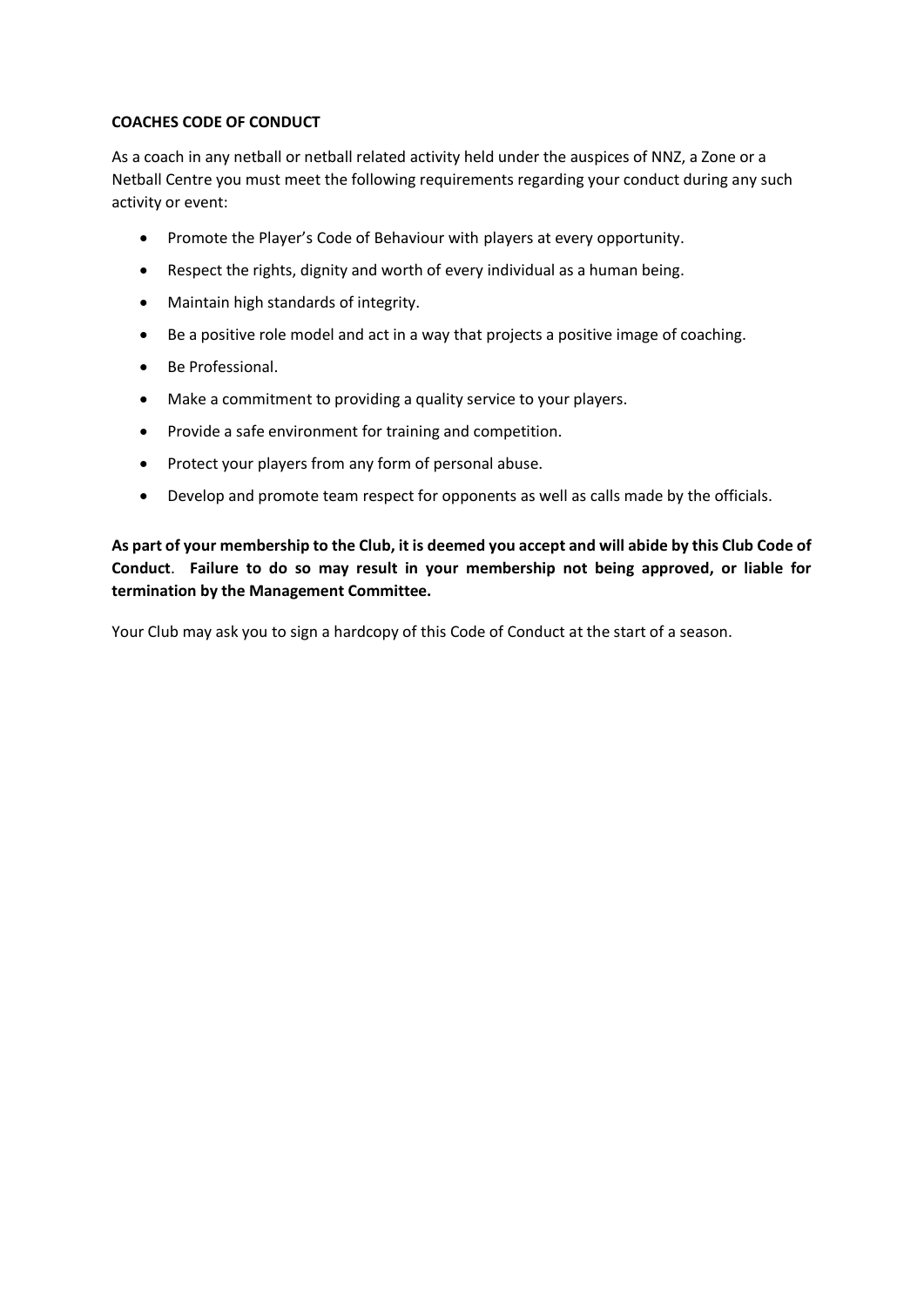**COACHES CODE OF CONDUCT**

As a coach in any netball or netball related activity held under the auspices of NNZ, a Zone or a Netball Centre you must meet the following requirements regarding your conduct during any such activity or event:

- Promote the Player's Code of Behaviour with players at every opportunity.
- Respect the rights, dignity and worth of every individual as a human being.
- Maintain high standards of integrity.
- Be a positive role model and act in a way that projects a positive image of coaching.
- Be Professional.
- Make a commitment to providing a quality service to your players.
- Provide a safe environment for training and competition.
- Protect your players from any form of personal abuse.
- Develop and promote team respect for opponents as well as calls made by the officials.

**As part of your membership to the Club, it is deemed you accept and will abide by this Club Code of Conduct**. **Failure to do so may result in your membership not being approved, or liable for termination by the Management Committee.**

Your Club may ask you to sign a hardcopy of this Code of Conduct at the start of a season.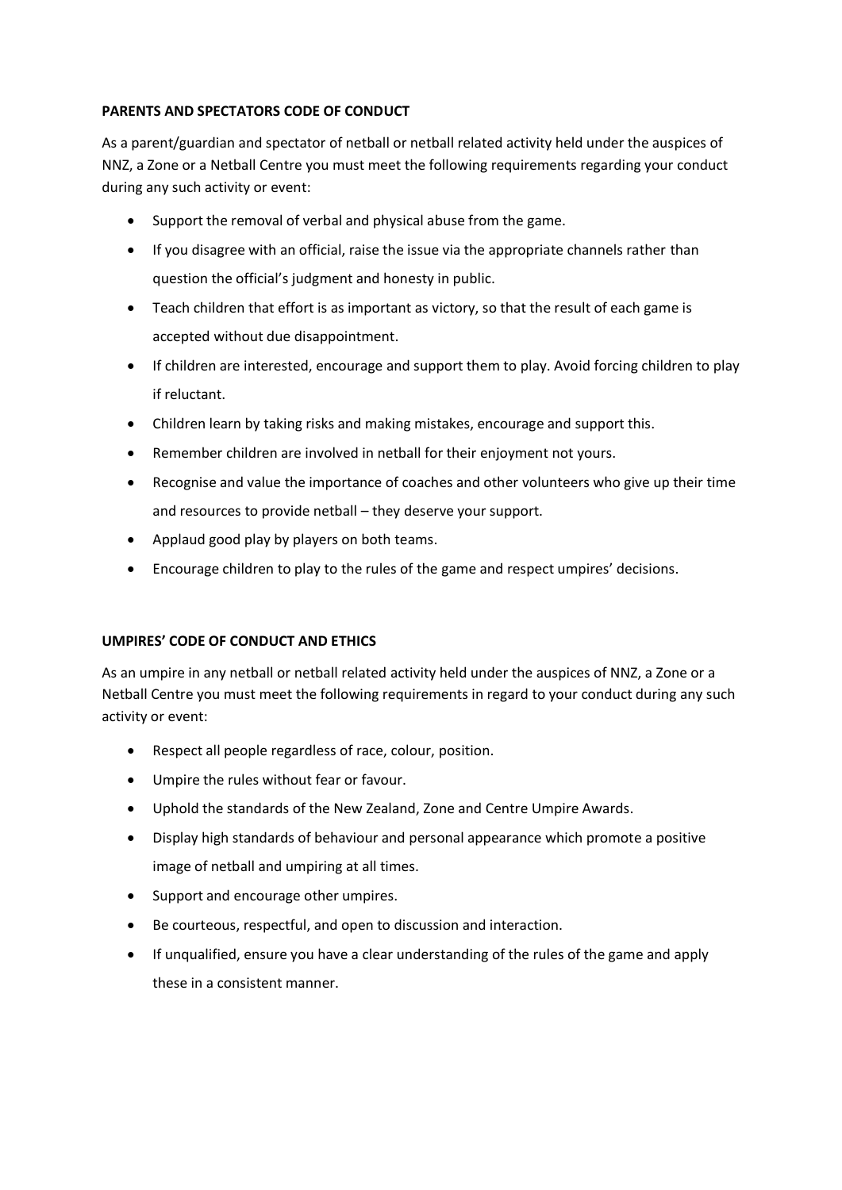**PARENTS AND SPECTATORS CODE OF CONDUCT**

As a parent/guardian and spectator of netball or netball related activity held under the auspices of NNZ, a Zone or a Netball Centre you must meet the following requirements regarding your conduct during any such activity or event:

- Support the removal of verbal and physical abuse from the game.
- If you disagree with an official, raise the issue via the appropriate channels rather than question the official's judgment and honesty in public.
- Teach children that effort is as important as victory, so that the result of each game is accepted without due disappointment.
- If children are interested, encourage and support them to play. Avoid forcing children to play if reluctant.
- Children learn by taking risks and making mistakes, encourage and support this.
- Remember children are involved in netball for their enjoyment not yours.
- Recognise and value the importance of coaches and other volunteers who give up their time and resources to provide netball – they deserve your support.
- Applaud good play by players on both teams.
- Encourage children to play to the rules of the game and respect umpires' decisions.

**UMPIRES' CODE OF CONDUCT AND ETHICS**

As an umpire in any netball or netball related activity held under the auspices of NNZ, a Zone or a Netball Centre you must meet the following requirements in regard to your conduct during any such activity or event:

- Respect all people regardless of race, colour, position.
- Umpire the rules without fear or favour.
- Uphold the standards of the New Zealand, Zone and Centre Umpire Awards.
- Display high standards of behaviour and personal appearance which promote a positive image of netball and umpiring at all times.
- Support and encourage other umpires.
- Be courteous, respectful, and open to discussion and interaction.
- If unqualified, ensure you have a clear understanding of the rules of the game and apply these in a consistent manner.